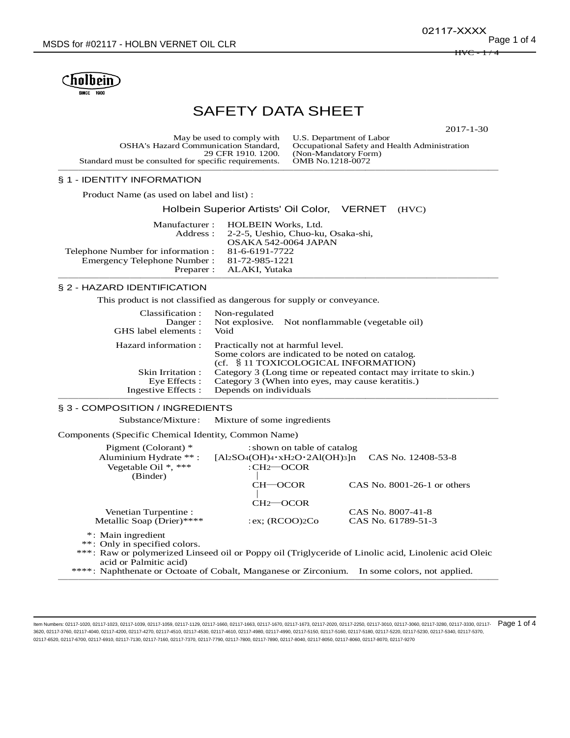# SAFETY DATA SHEET

2017-1-30

| | |
|---|---|
| May be used to comply with OSHA's Hazard Communication Standard, 29 CFR 1910. 1200. Standard must be consulted for specific requirements. | U.S. Department of Labor Occupational Safety and Health Administration (Non-Mandatory Form) OMB No.1218-0072 |

## § 1 - IDENTITY INFORMATION

Product Name (as used on label and list) :

**Holbein Superior Artists' Oil Color, VERNET (HVC)**

| | |
|---|---|
| Manufacturer : | HOLBEIN Works, Ltd. |
| Address : | 2-2-5, Ueshio, Chuo-ku, Osaka-shi, OSAKA 542-0064 JAPAN |
| Telephone Number for information : | 81-6-6191-7722 |
| Emergency Telephone Number : | 81-72-985-1221 |
| Preparer : | ALAKI, Yutaka |

## § 2 - HAZARD IDENTIFICATION

This product is not classified as dangerous for supply or conveyance.

| | |
|---|---|
| Classification : | Non-regulated |
| Danger : | Not explosive. Not nonflammable (vegetable oil) |
| GHS label elements : | Void |
| Hazard information : | Practically not at harmful level. Some colors are indicated to be noted on catalog. (cf. § 11 TOXICOLOGICAL INFORMATION) |
| Skin Irritation : | Category 3 (Long time or repeated contact may irritate to skin.) |
| Eye Effects : | Category 3 (When into eyes, may cause keratitis.) |
| Ingestive Effects : | Depends on individuals |

## § 3 - COMPOSITION / INGREDIENTS

Substance/Mixture : Mixture of some ingredients

Components (Specific Chemical Identity, Common Name)

| Component | Formula | CAS No. |
|---|---|---|
| Pigment (Colorant) * | : shown on table of catalog | |
| Aluminium Hydrate ** : | $[Al_2SO_4(OH)_4 \cdot xH_2O \cdot 2Al(OH)_3]n$ | CAS No. 12408-53-8 |
| Vegetable Oil *, *** (Binder) | : $CH_2$—OCOR<br>&#124;<br>CH—OCOR<br>&#124;<br>$CH_2$—OCOR | CAS No. 8001-26-1 or others |
| Venetian Turpentine : | | CAS No. 8007-41-8 |
| Metallic Soap (Drier)**** | : ex; $(RCOO)_2Co$ | CAS No. 61789-51-3 |

*: Main ingredient
**: Only in specified colors.
***: Raw or polymerized Linseed oil or Poppy oil (Triglyceride of Linolic acid, Linolenic acid Oleic acid or Palmitic acid)
****: Naphthenate or Octoate of Cobalt, Manganese or Zirconium. In some colors, not applied.

Item Numbers: 02117-1020, 02117-1023, 02117-1039, 02117-1059, 02117-1129, 02117-1660, 02117-1663, 02117-1670, 02117-1673, 02117-2020, 02117-2250, 02117-3010, 02117-3060, 02117-3280, 02117-3330, 02117-3620, 02117-3760, 02117-4040, 02117-4200, 02117-4270, 02117-4510, 02117-4530, 02117-4610, 02117-4980, 02117-4990, 02117-5150, 02117-5160, 02117-5180, 02117-5220, 02117-5230, 02117-5340, 02117-5370, 02117-6520, 02117-6700, 02117-6910, 02117-7130, 02117-7160, 02117-7370, 02117-7790, 02117-7800, 02117-7890, 02117-8040, 02117-8050, 02117-8060, 02117-8070, 02117-9270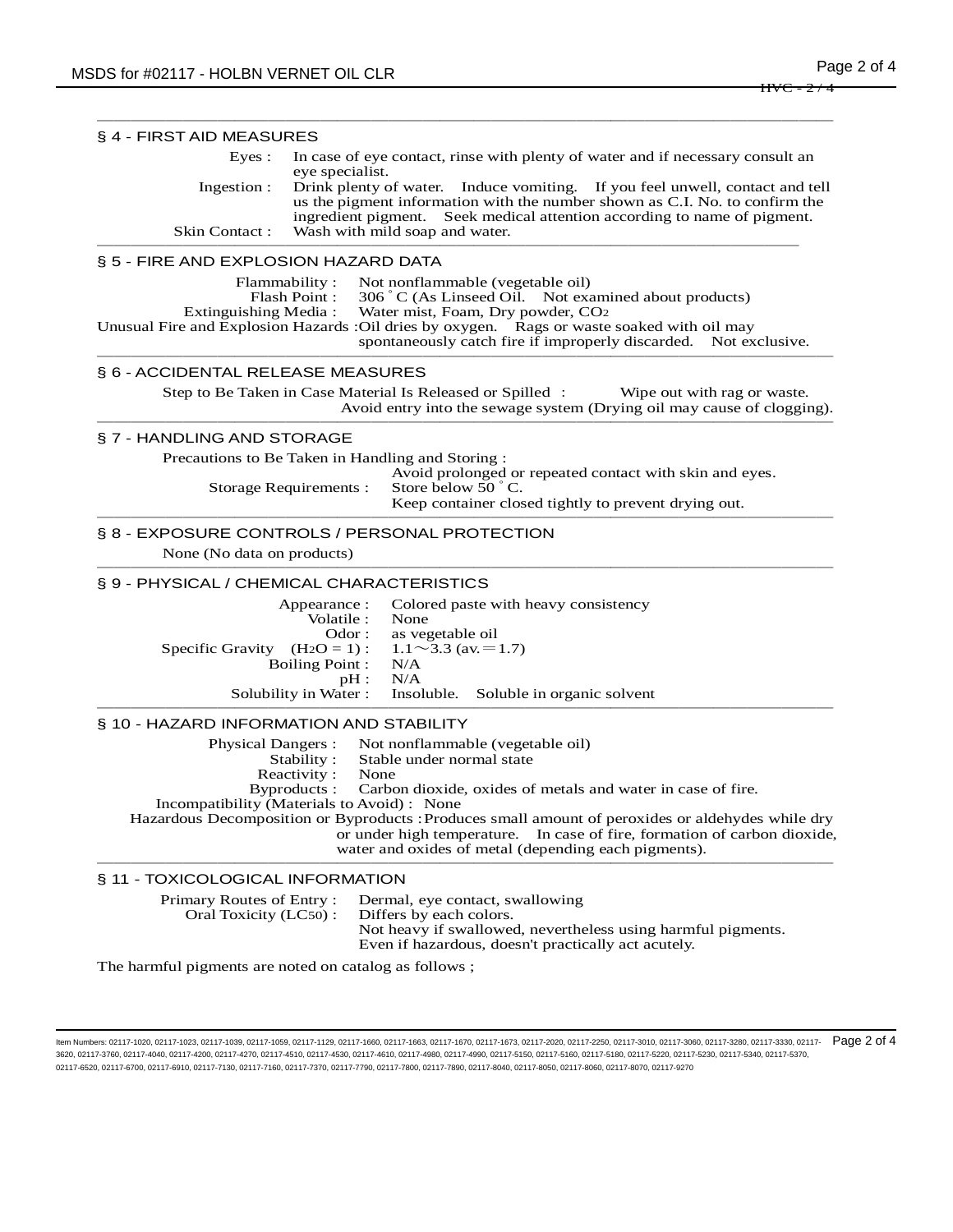## § 4 - FIRST AID MEASURES

Eyes : In case of eye contact, rinse with plenty of water and if necessary consult an eye specialist.

Ingestion : Drink plenty of water. Induce vomiting. If you feel unwell, contact and tell us the pigment information with the number shown as C.I. No. to confirm the ingredient pigment. Seek medical attention according to name of pigment.

Skin Contact : Wash with mild soap and water.

## § 5 - FIRE AND EXPLOSION HAZARD DATA

Flammability : Not nonflammable (vegetable oil)

Flash Point : 306 ˚C (As Linseed Oil. Not examined about products)

Extinguishing Media : Water mist, Foam, Dry powder, $CO_2$

Unusual Fire and Explosion Hazards : Oil dries by oxygen. Rags or waste soaked with oil may spontaneously catch fire if improperly discarded. Not exclusive.

## § 6 - ACCIDENTAL RELEASE MEASURES

Step to Be Taken in Case Material Is Released or Spilled : Wipe out with rag or waste. Avoid entry into the sewage system (Drying oil may cause of clogging).

## § 7 - HANDLING AND STORAGE

Precautions to Be Taken in Handling and Storing : Avoid prolonged or repeated contact with skin and eyes.

Storage Requirements : Store below 50 ˚C. Keep container closed tightly to prevent drying out.

## § 8 - EXPOSURE CONTROLS / PERSONAL PROTECTION

None (No data on products)

## § 9 - PHYSICAL / CHEMICAL CHARACTERISTICS

Appearance : Colored paste with heavy consistency

Volatile : None

Odor : as vegetable oil

Specific Gravity ($H_2O$ = 1) : 1.1～3.3 (av.＝1.7)

Boiling Point : N/A

pH : N/A

Solubility in Water : Insoluble. Soluble in organic solvent

## § 10 - HAZARD INFORMATION AND STABILITY

Physical Dangers : Not nonflammable (vegetable oil)

Stability : Stable under normal state

Reactivity : None

Byproducts : Carbon dioxide, oxides of metals and water in case of fire.

Incompatibility (Materials to Avoid) : None

Hazardous Decomposition or Byproducts : Produces small amount of peroxides or aldehydes while dry or under high temperature. In case of fire, formation of carbon dioxide, water and oxides of metal (depending each pigments).

## § 11 - TOXICOLOGICAL INFORMATION

Primary Routes of Entry : Dermal, eye contact, swallowing

Oral Toxicity ($LC_{50}$) : Differs by each colors. Not heavy if swallowed, nevertheless using harmful pigments. Even if hazardous, doesn't practically act acutely.

The harmful pigments are noted on catalog as follows ;

Item Numbers: 02117-1020, 02117-1023, 02117-1039, 02117-1059, 02117-1129, 02117-1660, 02117-1663, 02117-1670, 02117-1673, 02117-2020, 02117-2250, 02117-3010, 02117-3060, 02117-3280, 02117-3330, 02117-3620, 02117-3760, 02117-4040, 02117-4200, 02117-4270, 02117-4510, 02117-4530, 02117-4610, 02117-4980, 02117-4990, 02117-5150, 02117-5160, 02117-5180, 02117-5220, 02117-5230, 02117-5340, 02117-5370, 02117-6520, 02117-6700, 02117-6910, 02117-7130, 02117-7160, 02117-7370, 02117-7790, 02117-7800, 02117-7890, 02117-8040, 02117-8050, 02117-8060, 02117-8070, 02117-9270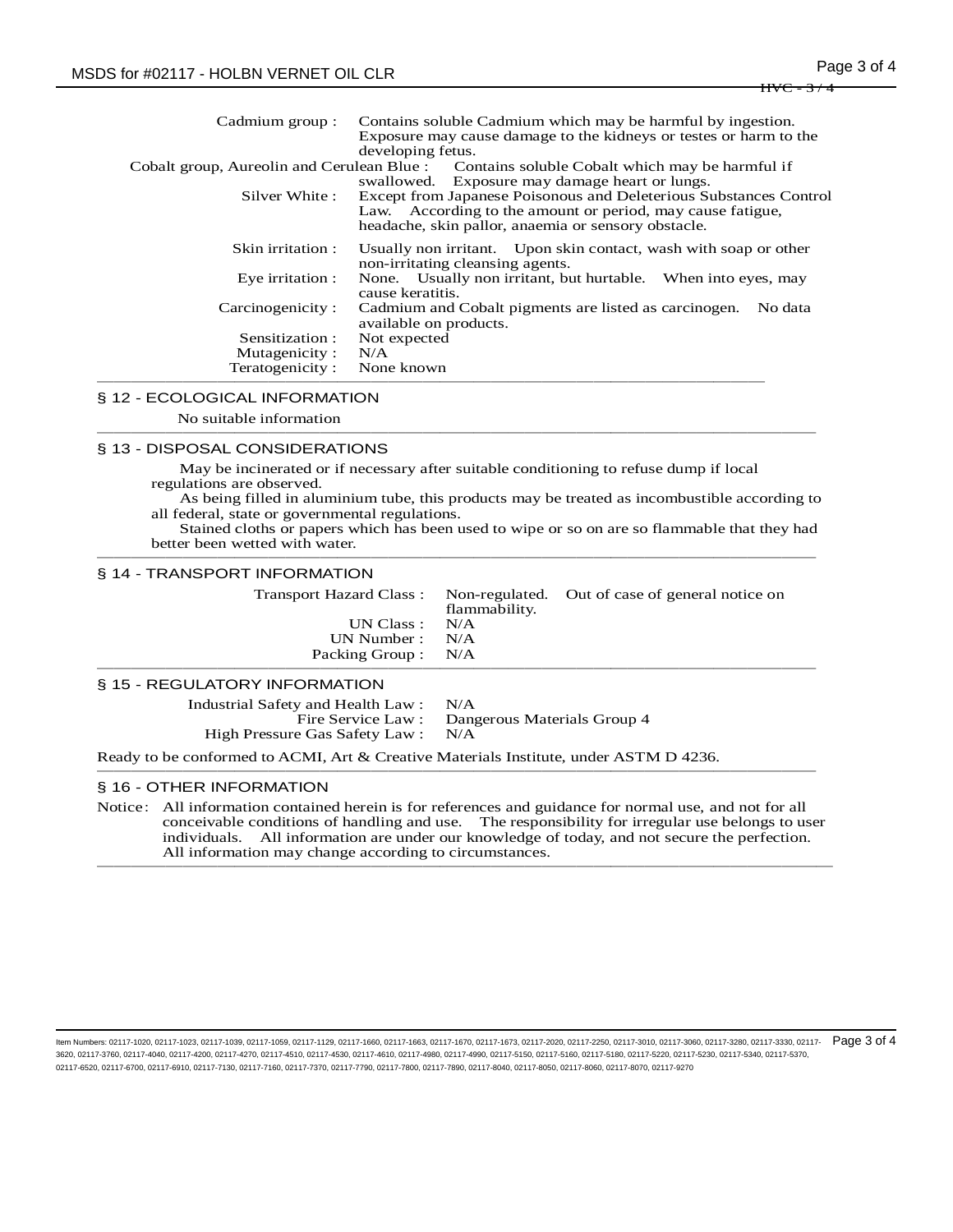| | |
|---|---|
| Cadmium group : | Contains soluble Cadmium which may be harmful by ingestion. Exposure may cause damage to the kidneys or testes or harm to the developing fetus. |
| Cobalt group, Aureolin and Cerulean Blue : | Contains soluble Cobalt which may be harmful if swallowed. Exposure may damage heart or lungs. |
| Silver White : | Except from Japanese Poisonous and Deleterious Substances Control Law. According to the amount or period, may cause fatigue, headache, skin pallor, anaemia or sensory obstacle. |
| Skin irritation : | Usually non irritant. Upon skin contact, wash with soap or other non-irritating cleansing agents. |
| Eye irritation : | None. Usually non irritant, but hurtable. When into eyes, may cause keratitis. |
| Carcinogenicity : | Cadmium and Cobalt pigments are listed as carcinogen. No data available on products. |
| Sensitization : | Not expected |
| Mutagenicity : | N/A |
| Teratogenicity : | None known |

## § 12 - ECOLOGICAL INFORMATION

No suitable information

## § 13 - DISPOSAL CONSIDERATIONS

May be incinerated or if necessary after suitable conditioning to refuse dump if local regulations are observed.

As being filled in aluminium tube, this products may be treated as incombustible according to all federal, state or governmental regulations.

Stained cloths or papers which has been used to wipe or so on are so flammable that they had better been wetted with water.

## § 14 - TRANSPORT INFORMATION

| | |
|---|---|
| Transport Hazard Class : | Non-regulated. Out of case of general notice on flammability. |
| UN Class : | N/A |
| UN Number : | N/A |
| Packing Group : | N/A |

## § 15 - REGULATORY INFORMATION

| | |
|---|---|
| Industrial Safety and Health Law : | N/A |
| Fire Service Law : | Dangerous Materials Group 4 |
| High Pressure Gas Safety Law : | N/A |

Ready to be conformed to ACMI, Art & Creative Materials Institute, under ASTM D 4236.

## § 16 - OTHER INFORMATION

Notice: All information contained herein is for references and guidance for normal use, and not for all conceivable conditions of handling and use. The responsibility for irregular use belongs to user individuals. All information are under our knowledge of today, and not secure the perfection. All information may change according to circumstances.

Item Numbers: 02117-1020, 02117-1023, 02117-1039, 02117-1059, 02117-1129, 02117-1660, 02117-1663, 02117-1670, 02117-1673, 02117-2020, 02117-2250, 02117-3010, 02117-3060, 02117-3280, 02117-3330, 02117-3620, 02117-3760, 02117-4040, 02117-4200, 02117-4270, 02117-4510, 02117-4530, 02117-4610, 02117-4980, 02117-4990, 02117-5150, 02117-5160, 02117-5180, 02117-5220, 02117-5230, 02117-5340, 02117-5370, 02117-6520, 02117-6700, 02117-6910, 02117-7130, 02117-7160, 02117-7370, 02117-7790, 02117-7800, 02117-7890, 02117-8040, 02117-8050, 02117-8060, 02117-8070, 02117-9270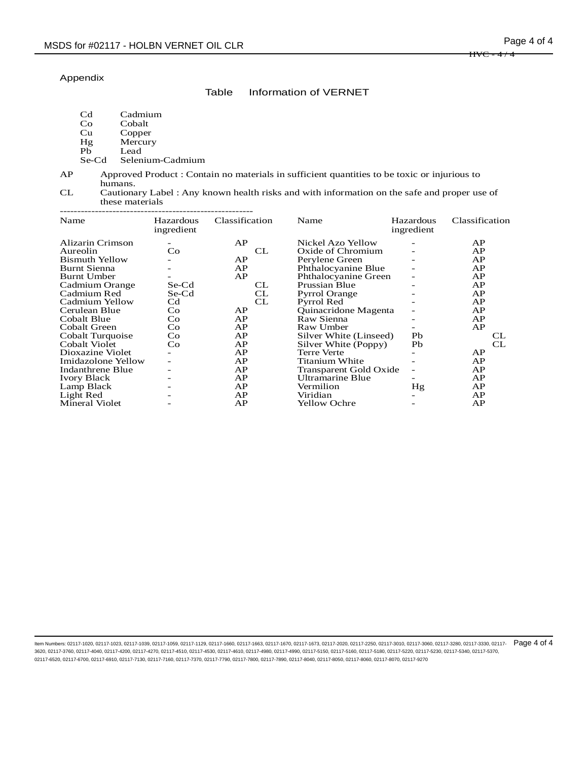Appendix

Table Information of VERNET

| | |
|---|---|
| Cd | Cadmium |
| Co | Cobalt |
| Cu | Copper |
| Hg | Mercury |
| Pb | Lead |
| Se-Cd | Selenium-Cadmium |

AP Approved Product : Contain no materials in sufficient quantities to be toxic or injurious to humans.

CL Cautionary Label : Any known health risks and with information on the safe and proper use of these materials

| Name | Hazardous ingredient | Classification | Name | Hazardous ingredient | Classification |
|---|---|---|---|---|---|
| Alizarin Crimson | - | AP | Nickel Azo Yellow | - | AP |
| Aureolin | Co | CL | Oxide of Chromium | - | AP |
| Bismuth Yellow | - | AP | Perylene Green | - | AP |
| Burnt Sienna | - | AP | Phthalocyanine Blue | - | AP |
| Burnt Umber | - | AP | Phthalocyanine Green | - | AP |
| Cadmium Orange | Se-Cd | CL | Prussian Blue | - | AP |
| Cadmium Red | Se-Cd | CL | Pyrrol Orange | - | AP |
| Cadmium Yellow | Cd | CL | Pyrrol Red | - | AP |
| Cerulean Blue | Co | AP | Quinacridone Magenta | - | AP |
| Cobalt Blue | Co | AP | Raw Sienna | - | AP |
| Cobalt Green | Co | AP | Raw Umber | - | AP |
| Cobalt Turquoise | Co | AP | Silver White (Linseed) | Pb | CL |
| Cobalt Violet | Co | AP | Silver White (Poppy) | Pb | CL |
| Dioxazine Violet | - | AP | Terre Verte | - | AP |
| Imidazolone Yellow | - | AP | Titanium White | - | AP |
| Indanthrene Blue | - | AP | Transparent Gold Oxide | - | AP |
| Ivory Black | - | AP | Ultramarine Blue | - | AP |
| Lamp Black | - | AP | Vermilion | Hg | AP |
| Light Red | - | AP | Viridian | - | AP |
| Mineral Violet | - | AP | Yellow Ochre | - | AP |

Item Numbers: 02117-1020, 02117-1023, 02117-1039, 02117-1059, 02117-1129, 02117-1660, 02117-1663, 02117-1670, 02117-1673, 02117-2020, 02117-2250, 02117-3010, 02117-3060, 02117-3280, 02117-3330, 02117-3620, 02117-3760, 02117-4040, 02117-4200, 02117-4270, 02117-4510, 02117-4530, 02117-4610, 02117-4980, 02117-4990, 02117-5150, 02117-5160, 02117-5180, 02117-5220, 02117-5230, 02117-5340, 02117-5370, 02117-6520, 02117-6700, 02117-6910, 02117-7130, 02117-7160, 02117-7370, 02117-7790, 02117-7800, 02117-7890, 02117-8040, 02117-8050, 02117-8060, 02117-8070, 02117-9270